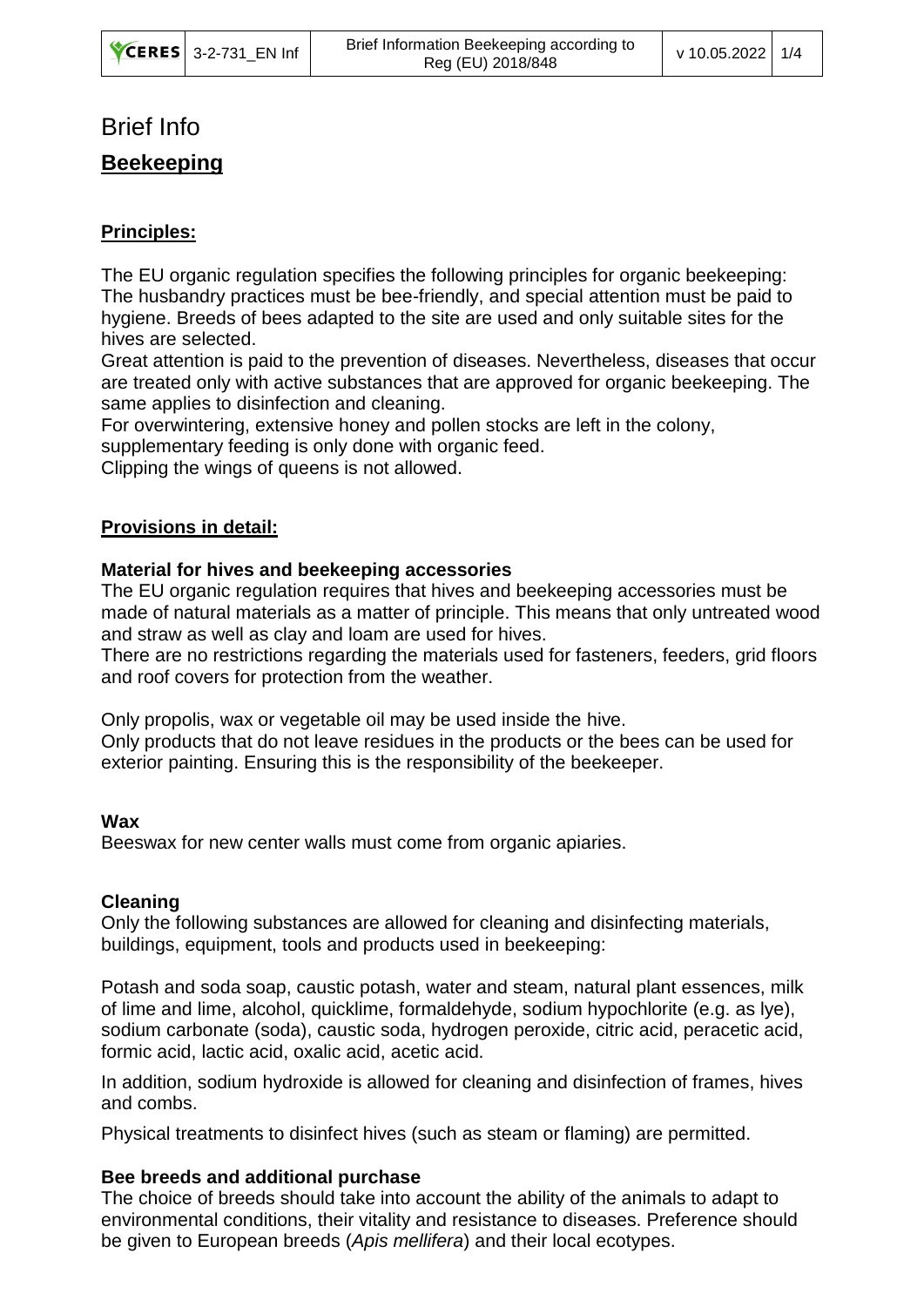# Brief Info

## Beekeeping

### Principles:

The EU organic regulation specifies the following principles for organic beekeeping:
The husbandry practices must be bee-friendly, and special attention must be paid to hygiene. Breeds of bees adapted to the site are used and only suitable sites for the hives are selected.
Great attention is paid to the prevention of diseases. Nevertheless, diseases that occur are treated only with active substances that are approved for organic beekeeping. The same applies to disinfection and cleaning.
For overwintering, extensive honey and pollen stocks are left in the colony, supplementary feeding is only done with organic feed.
Clipping the wings of queens is not allowed.

### Provisions in detail:

**Material for hives and beekeeping accessories**

The EU organic regulation requires that hives and beekeeping accessories must be made of natural materials as a matter of principle. This means that only untreated wood and straw as well as clay and loam are used for hives.
There are no restrictions regarding the materials used for fasteners, feeders, grid floors and roof covers for protection from the weather.

Only propolis, wax or vegetable oil may be used inside the hive.
Only products that do not leave residues in the products or the bees can be used for exterior painting. Ensuring this is the responsibility of the beekeeper.

**Wax**

Beeswax for new center walls must come from organic apiaries.

**Cleaning**

Only the following substances are allowed for cleaning and disinfecting materials, buildings, equipment, tools and products used in beekeeping:

Potash and soda soap, caustic potash, water and steam, natural plant essences, milk of lime and lime, alcohol, quicklime, formaldehyde, sodium hypochlorite (e.g. as lye), sodium carbonate (soda), caustic soda, hydrogen peroxide, citric acid, peracetic acid, formic acid, lactic acid, oxalic acid, acetic acid.

In addition, sodium hydroxide is allowed for cleaning and disinfection of frames, hives and combs.

Physical treatments to disinfect hives (such as steam or flaming) are permitted.

**Bee breeds and additional purchase**

The choice of breeds should take into account the ability of the animals to adapt to environmental conditions, their vitality and resistance to diseases. Preference should be given to European breeds (*Apis mellifera*) and their local ecotypes.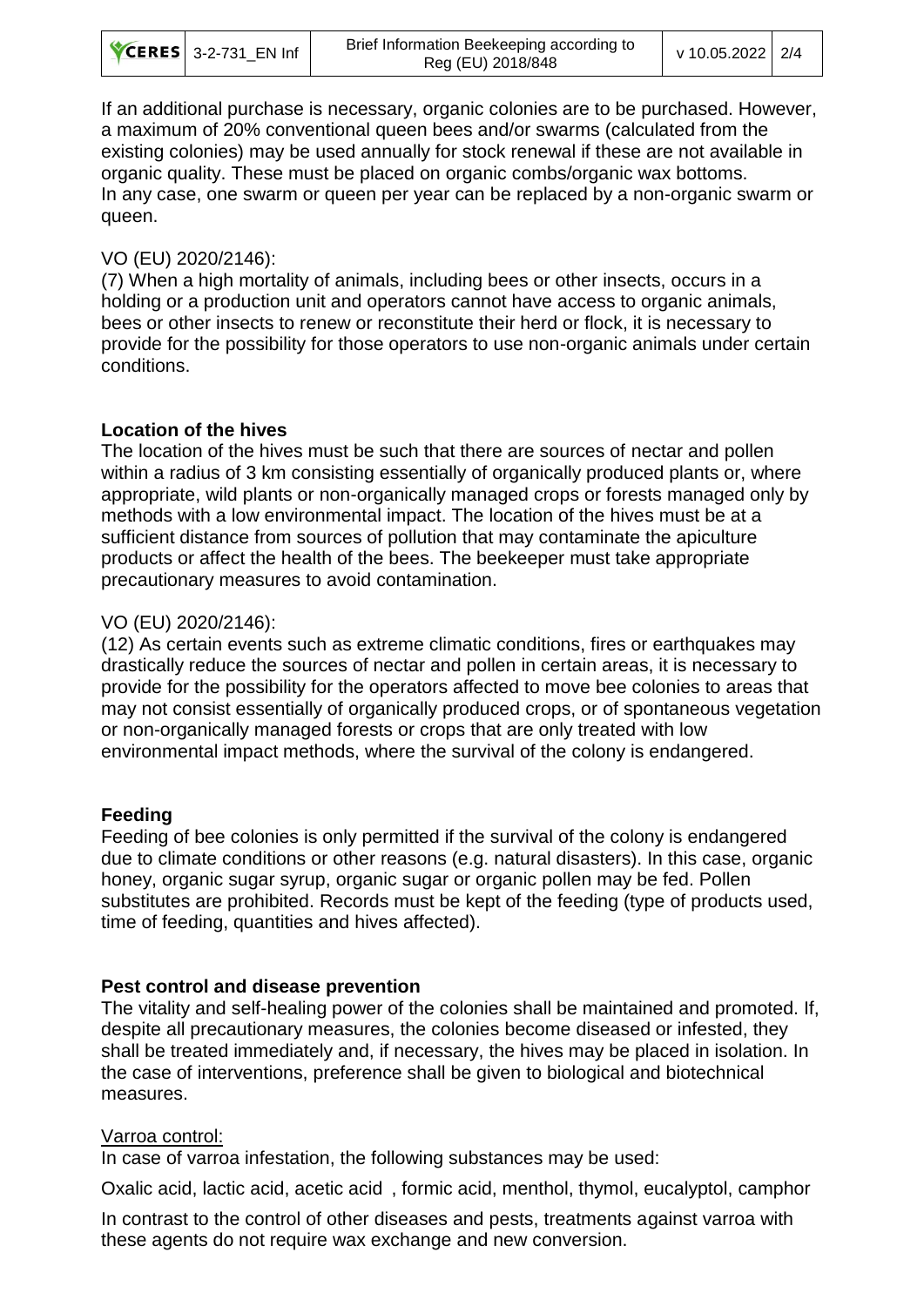If an additional purchase is necessary, organic colonies are to be purchased. However, a maximum of 20% conventional queen bees and/or swarms (calculated from the existing colonies) may be used annually for stock renewal if these are not available in organic quality. These must be placed on organic combs/organic wax bottoms. In any case, one swarm or queen per year can be replaced by a non-organic swarm or queen.

VO (EU) 2020/2146:
(7) When a high mortality of animals, including bees or other insects, occurs in a holding or a production unit and operators cannot have access to organic animals, bees or other insects to renew or reconstitute their herd or flock, it is necessary to provide for the possibility for those operators to use non-organic animals under certain conditions.

**Location of the hives**

The location of the hives must be such that there are sources of nectar and pollen within a radius of 3 km consisting essentially of organically produced plants or, where appropriate, wild plants or non-organically managed crops or forests managed only by methods with a low environmental impact. The location of the hives must be at a sufficient distance from sources of pollution that may contaminate the apiculture products or affect the health of the bees. The beekeeper must take appropriate precautionary measures to avoid contamination.

VO (EU) 2020/2146:
(12) As certain events such as extreme climatic conditions, fires or earthquakes may drastically reduce the sources of nectar and pollen in certain areas, it is necessary to provide for the possibility for the operators affected to move bee colonies to areas that may not consist essentially of organically produced crops, or of spontaneous vegetation or non-organically managed forests or crops that are only treated with low environmental impact methods, where the survival of the colony is endangered.

**Feeding**

Feeding of bee colonies is only permitted if the survival of the colony is endangered due to climate conditions or other reasons (e.g. natural disasters). In this case, organic honey, organic sugar syrup, organic sugar or organic pollen may be fed. Pollen substitutes are prohibited. Records must be kept of the feeding (type of products used, time of feeding, quantities and hives affected).

**Pest control and disease prevention**

The vitality and self-healing power of the colonies shall be maintained and promoted. If, despite all precautionary measures, the colonies become diseased or infested, they shall be treated immediately and, if necessary, the hives may be placed in isolation. In the case of interventions, preference shall be given to biological and biotechnical measures.

Varroa control:

In case of varroa infestation, the following substances may be used:

Oxalic acid, lactic acid, acetic acid , formic acid, menthol, thymol, eucalyptol, camphor

In contrast to the control of other diseases and pests, treatments against varroa with these agents do not require wax exchange and new conversion.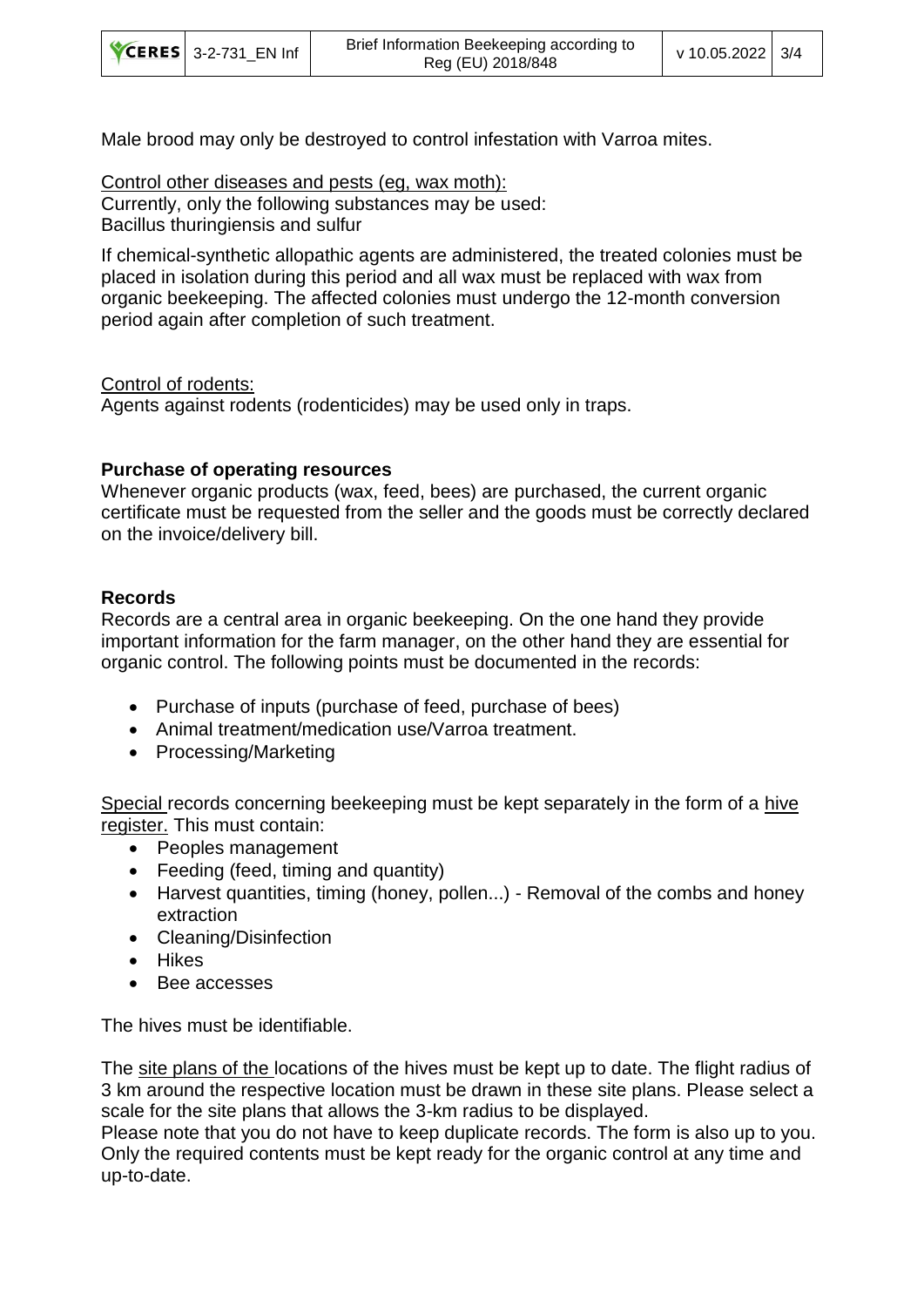Male brood may only be destroyed to control infestation with Varroa mites.

Control other diseases and pests (eg, wax moth):
Currently, only the following substances may be used:
Bacillus thuringiensis and sulfur

If chemical-synthetic allopathic agents are administered, the treated colonies must be placed in isolation during this period and all wax must be replaced with wax from organic beekeeping. The affected colonies must undergo the 12-month conversion period again after completion of such treatment.

Control of rodents:
Agents against rodents (rodenticides) may be used only in traps.

**Purchase of operating resources**
Whenever organic products (wax, feed, bees) are purchased, the current organic certificate must be requested from the seller and the goods must be correctly declared on the invoice/delivery bill.

**Records**
Records are a central area in organic beekeeping. On the one hand they provide important information for the farm manager, on the other hand they are essential for organic control. The following points must be documented in the records:

- Purchase of inputs (purchase of feed, purchase of bees)
- Animal treatment/medication use/Varroa treatment.
- Processing/Marketing

Special records concerning beekeeping must be kept separately in the form of a hive register. This must contain:

- Peoples management
- Feeding (feed, timing and quantity)
- Harvest quantities, timing (honey, pollen...) - Removal of the combs and honey extraction
- Cleaning/Disinfection
- Hikes
- Bee accesses

The hives must be identifiable.

The site plans of the locations of the hives must be kept up to date. The flight radius of 3 km around the respective location must be drawn in these site plans. Please select a scale for the site plans that allows the 3-km radius to be displayed.
Please note that you do not have to keep duplicate records. The form is also up to you. Only the required contents must be kept ready for the organic control at any time and up-to-date.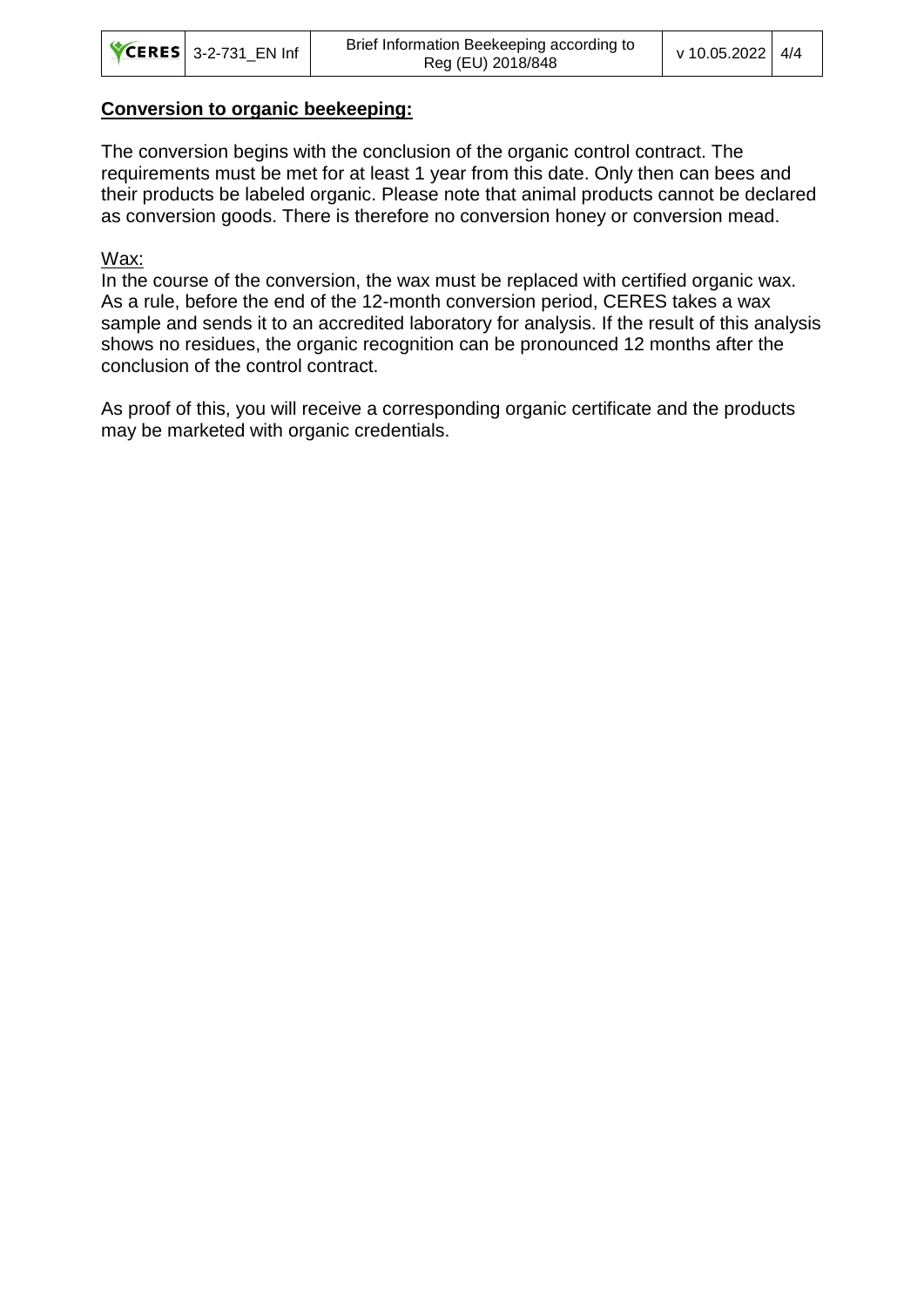## Conversion to organic beekeeping:

The conversion begins with the conclusion of the organic control contract. The requirements must be met for at least 1 year from this date. Only then can bees and their products be labeled organic. Please note that animal products cannot be declared as conversion goods. There is therefore no conversion honey or conversion mead.

Wax:

In the course of the conversion, the wax must be replaced with certified organic wax. As a rule, before the end of the 12-month conversion period, CERES takes a wax sample and sends it to an accredited laboratory for analysis. If the result of this analysis shows no residues, the organic recognition can be pronounced 12 months after the conclusion of the control contract.

As proof of this, you will receive a corresponding organic certificate and the products may be marketed with organic credentials.